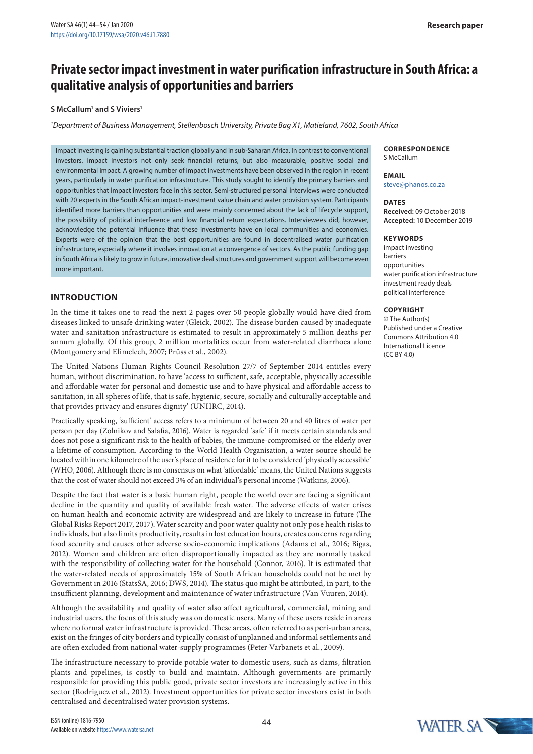# Private sector impact investment in water purification infrastructure in South Africa: a qualitative analysis of opportunities and barriers

**S McCallum[1] and S Viviers[1]**

[1]*Department of Business Management, Stellenbosch University, Private Bag X1, Matieland, 7602, South Africa*

Impact investing is gaining substantial traction globally and in sub-Saharan Africa. In contrast to conventional investors, impact investors not only seek financial returns, but also measurable, positive social and environmental impact. A growing number of impact investments have been observed in the region in recent years, particularly in water purification infrastructure. This study sought to identify the primary barriers and opportunities that impact investors face in this sector. Semi-structured personal interviews were conducted with 20 experts in the South African impact-investment value chain and water provision system. Participants identified more barriers than opportunities and were mainly concerned about the lack of lifecycle support, the possibility of political interference and low financial return expectations. Interviewees did, however, acknowledge the potential influence that these investments have on local communities and economies. Experts were of the opinion that the best opportunities are found in decentralised water purification infrastructure, especially where it involves innovation at a convergence of sectors. As the public funding gap in South Africa is likely to grow in future, innovative deal structures and government support will become even more important.

**CORRESPONDENCE**
S McCallum

**EMAIL**
steve@phanos.co.za

**DATES**
**Received:** 09 October 2018
**Accepted:** 10 December 2019

**KEYWORDS**
impact investing
barriers
opportunities
water purification infrastructure
investment ready deals
political interference

**COPYRIGHT**
© The Author(s)
Published under a Creative Commons Attribution 4.0 International Licence (CC BY 4.0)

## INTRODUCTION

In the time it takes one to read the next 2 pages over 50 people globally would have died from diseases linked to unsafe drinking water (Gleick, 2002). The disease burden caused by inadequate water and sanitation infrastructure is estimated to result in approximately 5 million deaths per annum globally. Of this group, 2 million mortalities occur from water-related diarrhoea alone (Montgomery and Elimelech, 2007; Prüss et al., 2002).

The United Nations Human Rights Council Resolution 27/7 of September 2014 entitles every human, without discrimination, to have 'access to sufficient, safe, acceptable, physically accessible and affordable water for personal and domestic use and to have physical and affordable access to sanitation, in all spheres of life, that is safe, hygienic, secure, socially and culturally acceptable and that provides privacy and ensures dignity' (UNHRC, 2014).

Practically speaking, 'sufficient' access refers to a minimum of between 20 and 40 litres of water per person per day (Zolnikov and Salafia, 2016). Water is regarded 'safe' if it meets certain standards and does not pose a significant risk to the health of babies, the immune-compromised or the elderly over a lifetime of consumption. According to the World Health Organisation, a water source should be located within one kilometre of the user's place of residence for it to be considered 'physically accessible' (WHO, 2006). Although there is no consensus on what 'affordable' means, the United Nations suggests that the cost of water should not exceed 3% of an individual's personal income (Watkins, 2006).

Despite the fact that water is a basic human right, people the world over are facing a significant decline in the quantity and quality of available fresh water. The adverse effects of water crises on human health and economic activity are widespread and are likely to increase in future (The Global Risks Report 2017, 2017). Water scarcity and poor water quality not only pose health risks to individuals, but also limits productivity, results in lost education hours, creates concerns regarding food security and causes other adverse socio-economic implications (Adams et al., 2016; Bigas, 2012). Women and children are often disproportionally impacted as they are normally tasked with the responsibility of collecting water for the household (Connor, 2016). It is estimated that the water-related needs of approximately 15% of South African households could not be met by Government in 2016 (StatsSA, 2016; DWS, 2014). The status quo might be attributed, in part, to the insufficient planning, development and maintenance of water infrastructure (Van Vuuren, 2014).

Although the availability and quality of water also affect agricultural, commercial, mining and industrial users, the focus of this study was on domestic users. Many of these users reside in areas where no formal water infrastructure is provided. These areas, often referred to as peri-urban areas, exist on the fringes of city borders and typically consist of unplanned and informal settlements and are often excluded from national water-supply programmes (Peter-Varbanets et al., 2009).

The infrastructure necessary to provide potable water to domestic users, such as dams, filtration plants and pipelines, is costly to build and maintain. Although governments are primarily responsible for providing this public good, private sector investors are increasingly active in this sector (Rodriguez et al., 2012). Investment opportunities for private sector investors exist in both centralised and decentralised water provision systems.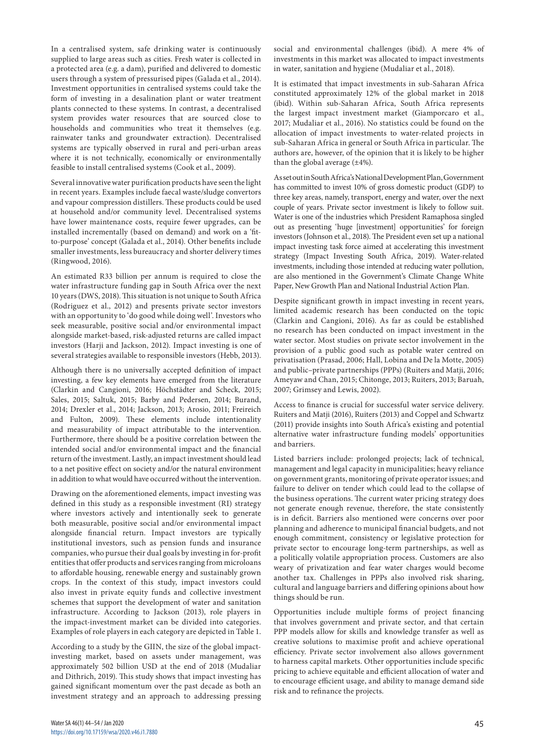In a centralised system, safe drinking water is continuously supplied to large areas such as cities. Fresh water is collected in a protected area (e.g. a dam), purified and delivered to domestic users through a system of pressurised pipes (Galada et al., 2014). Investment opportunities in centralised systems could take the form of investing in a desalination plant or water treatment plants connected to these systems. In contrast, a decentralised system provides water resources that are sourced close to households and communities who treat it themselves (e.g. rainwater tanks and groundwater extraction). Decentralised systems are typically observed in rural and peri-urban areas where it is not technically, economically or environmentally feasible to install centralised systems (Cook et al., 2009).

Several innovative water purification products have seen the light in recent years. Examples include faecal waste/sludge convertors and vapour compression distillers. These products could be used at household and/or community level. Decentralised systems have lower maintenance costs, require fewer upgrades, can be installed incrementally (based on demand) and work on a 'fit-to-purpose' concept (Galada et al., 2014). Other benefits include smaller investments, less bureaucracy and shorter delivery times (Ringwood, 2016).

An estimated R33 billion per annum is required to close the water infrastructure funding gap in South Africa over the next 10 years (DWS, 2018). This situation is not unique to South Africa (Rodriguez et al., 2012) and presents private sector investors with an opportunity to 'do good while doing well'. Investors who seek measurable, positive social and/or environmental impact alongside market-based, risk-adjusted returns are called impact investors (Harji and Jackson, 2012). Impact investing is one of several strategies available to responsible investors (Hebb, 2013).

Although there is no universally accepted definition of impact investing, a few key elements have emerged from the literature (Clarkin and Cangioni, 2016; Höchstädter and Scheck, 2015; Sales, 2015; Saltuk, 2015; Barby and Pedersen, 2014; Burand, 2014; Drexler et al., 2014; Jackson, 2013; Arosio, 2011; Freireich and Fulton, 2009). These elements include intentionality and measurability of impact attributable to the intervention. Furthermore, there should be a positive correlation between the intended social and/or environmental impact and the financial return of the investment. Lastly, an impact investment should lead to a net positive effect on society and/or the natural environment in addition to what would have occurred without the intervention.

Drawing on the aforementioned elements, impact investing was defined in this study as a responsible investment (RI) strategy where investors actively and intentionally seek to generate both measurable, positive social and/or environmental impact alongside financial return. Impact investors are typically institutional investors, such as pension funds and insurance companies, who pursue their dual goals by investing in for-profit entities that offer products and services ranging from microloans to affordable housing, renewable energy and sustainably grown crops. In the context of this study, impact investors could also invest in private equity funds and collective investment schemes that support the development of water and sanitation infrastructure. According to Jackson (2013), role players in the impact-investment market can be divided into categories. Examples of role players in each category are depicted in Table 1.

According to a study by the GIIN, the size of the global impact-investing market, based on assets under management, was approximately 502 billion USD at the end of 2018 (Mudaliar and Dithrich, 2019). This study shows that impact investing has gained significant momentum over the past decade as both an investment strategy and an approach to addressing pressing social and environmental challenges (ibid). A mere 4% of investments in this market was allocated to impact investments in water, sanitation and hygiene (Mudaliar et al., 2018).

It is estimated that impact investments in sub-Saharan Africa constituted approximately 12% of the global market in 2018 (ibid). Within sub-Saharan Africa, South Africa represents the largest impact investment market (Giamporcaro et al., 2017; Mudaliar et al., 2016). No statistics could be found on the allocation of impact investments to water-related projects in sub-Saharan Africa in general or South Africa in particular. The authors are, however, of the opinion that it is likely to be higher than the global average (±4%).

As set out in South Africa's National Development Plan, Government has committed to invest 10% of gross domestic product (GDP) to three key areas, namely, transport, energy and water, over the next couple of years. Private sector investment is likely to follow suit. Water is one of the industries which President Ramaphosa singled out as presenting 'huge [investment] opportunities' for foreign investors (Johnson et al., 2018). The President even set up a national impact investing task force aimed at accelerating this investment strategy (Impact Investing South Africa, 2019). Water-related investments, including those intended at reducing water pollution, are also mentioned in the Government's Climate Change White Paper, New Growth Plan and National Industrial Action Plan.

Despite significant growth in impact investing in recent years, limited academic research has been conducted on the topic (Clarkin and Cangioni, 2016). As far as could be established no research has been conducted on impact investment in the water sector. Most studies on private sector involvement in the provision of a public good such as potable water centred on privatisation (Prasad, 2006; Hall, Lobina and De la Motte, 2005) and public–private partnerships (PPPs) (Ruiters and Matji, 2016; Ameyaw and Chan, 2015; Chitonge, 2013; Ruiters, 2013; Baruah, 2007; Grimsey and Lewis, 2002).

Access to finance is crucial for successful water service delivery. Ruiters and Matji (2016), Ruiters (2013) and Coppel and Schwartz (2011) provide insights into South Africa's existing and potential alternative water infrastructure funding models' opportunities and barriers.

Listed barriers include: prolonged projects; lack of technical, management and legal capacity in municipalities; heavy reliance on government grants, monitoring of private operator issues; and failure to deliver on tender which could lead to the collapse of the business operations. The current water pricing strategy does not generate enough revenue, therefore, the state consistently is in deficit. Barriers also mentioned were concerns over poor planning and adherence to municipal financial budgets, and not enough commitment, consistency or legislative protection for private sector to encourage long-term partnerships, as well as a politically volatile appropriation process. Customers are also weary of privatization and fear water charges would become another tax. Challenges in PPPs also involved risk sharing, cultural and language barriers and differing opinions about how things should be run.

Opportunities include multiple forms of project financing that involves government and private sector, and that certain PPP models allow for skills and knowledge transfer as well as creative solutions to maximise profit and achieve operational efficiency. Private sector involvement also allows government to harness capital markets. Other opportunities include specific pricing to achieve equitable and efficient allocation of water and to encourage efficient usage, and ability to manage demand side risk and to refinance the projects.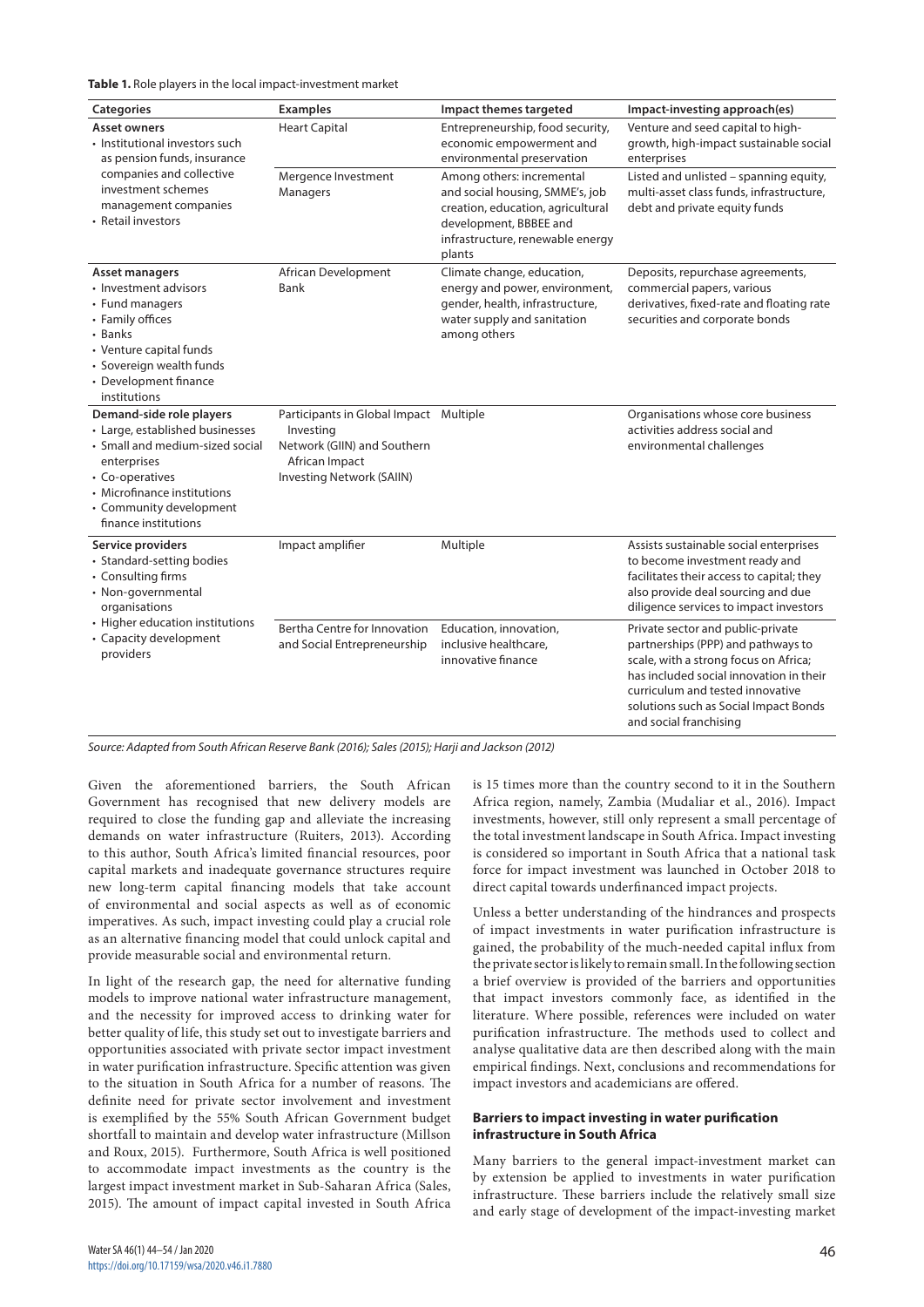**Table 1.** Role players in the local impact-investment market

| Categories | Examples | Impact themes targeted | Impact-investing approach(es) |
|---|---|---|---|
| **Asset owners**<br>• Institutional investors such as pension funds, insurance companies and collective investment schemes management companies<br>• Retail investors | Heart Capital | Entrepreneurship, food security, economic empowerment and environmental preservation | Venture and seed capital to high-growth, high-impact sustainable social enterprises |
| | Mergence Investment Managers | Among others: incremental and social housing, SMME's, job creation, education, agricultural development, BBBEE and infrastructure, renewable energy plants | Listed and unlisted – spanning equity, multi-asset class funds, infrastructure, debt and private equity funds |
| **Asset managers**<br>• Investment advisors<br>• Fund managers<br>• Family offices<br>• Banks<br>• Venture capital funds<br>• Sovereign wealth funds<br>• Development finance institutions | African Development Bank | Climate change, education, energy and power, environment, gender, health, infrastructure, water supply and sanitation among others | Deposits, repurchase agreements, commercial papers, various derivatives, fixed-rate and floating rate securities and corporate bonds |
| **Demand-side role players**<br>• Large, established businesses<br>• Small and medium-sized social enterprises<br>• Co-operatives<br>• Microfinance institutions<br>• Community development finance institutions | Participants in Global Impact Investing Network (GIIN) and Southern African Impact Investing Network (SAIIN) | Multiple | Organisations whose core business activities address social and environmental challenges |
| **Service providers**<br>• Standard-setting bodies<br>• Consulting firms<br>• Non-governmental organisations<br>• Higher education institutions<br>• Capacity development providers | Impact amplifier | Multiple | Assists sustainable social enterprises to become investment ready and facilitates their access to capital; they also provide deal sourcing and due diligence services to impact investors |
| | Bertha Centre for Innovation and Social Entrepreneurship | Education, innovation, inclusive healthcare, innovative finance | Private sector and public-private partnerships (PPP) and pathways to scale, with a strong focus on Africa; has included social innovation in their curriculum and tested innovative solutions such as Social Impact Bonds and social franchising |

*Source: Adapted from South African Reserve Bank (2016); Sales (2015); Harji and Jackson (2012)*

Given the aforementioned barriers, the South African Government has recognised that new delivery models are required to close the funding gap and alleviate the increasing demands on water infrastructure (Ruiters, 2013). According to this author, South Africa's limited financial resources, poor capital markets and inadequate governance structures require new long-term capital financing models that take account of environmental and social aspects as well as of economic imperatives. As such, impact investing could play a crucial role as an alternative financing model that could unlock capital and provide measurable social and environmental return.

In light of the research gap, the need for alternative funding models to improve national water infrastructure management, and the necessity for improved access to drinking water for better quality of life, this study set out to investigate barriers and opportunities associated with private sector impact investment in water purification infrastructure. Specific attention was given to the situation in South Africa for a number of reasons. The definite need for private sector involvement and investment is exemplified by the 55% South African Government budget shortfall to maintain and develop water infrastructure (Millson and Roux, 2015). Furthermore, South Africa is well positioned to accommodate impact investments as the country is the largest impact investment market in Sub-Saharan Africa (Sales, 2015). The amount of impact capital invested in South Africa is 15 times more than the country second to it in the Southern Africa region, namely, Zambia (Mudaliar et al., 2016). Impact investments, however, still only represent a small percentage of the total investment landscape in South Africa. Impact investing is considered so important in South Africa that a national task force for impact investment was launched in October 2018 to direct capital towards underfinanced impact projects.

Unless a better understanding of the hindrances and prospects of impact investments in water purification infrastructure is gained, the probability of the much-needed capital influx from the private sector is likely to remain small. In the following section a brief overview is provided of the barriers and opportunities that impact investors commonly face, as identified in the literature. Where possible, references were included on water purification infrastructure. The methods used to collect and analyse qualitative data are then described along with the main empirical findings. Next, conclusions and recommendations for impact investors and academicians are offered.

## Barriers to impact investing in water purification infrastructure in South Africa

Many barriers to the general impact-investment market can by extension be applied to investments in water purification infrastructure. These barriers include the relatively small size and early stage of development of the impact-investing market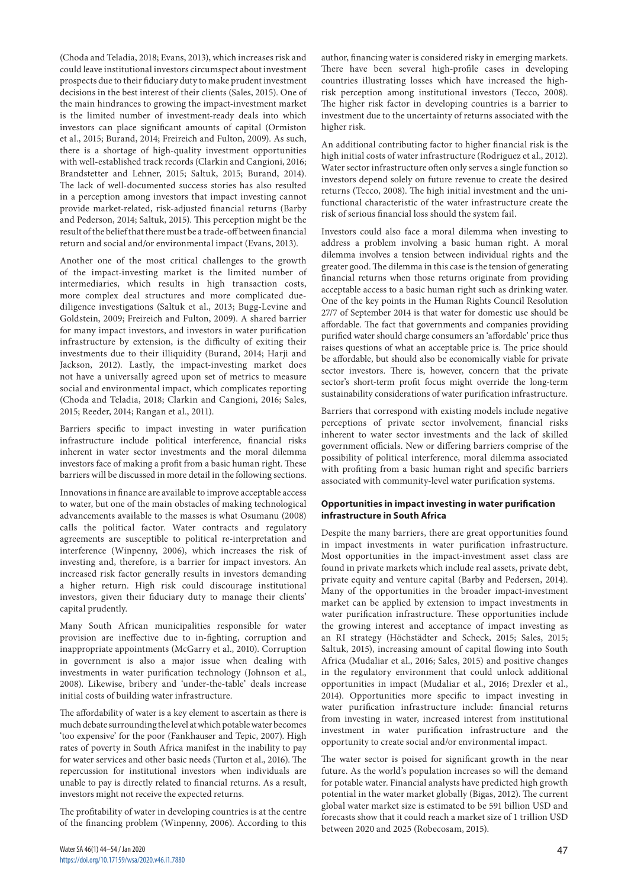(Choda and Teladia, 2018; Evans, 2013), which increases risk and could leave institutional investors circumspect about investment prospects due to their fiduciary duty to make prudent investment decisions in the best interest of their clients (Sales, 2015). One of the main hindrances to growing the impact-investment market is the limited number of investment-ready deals into which investors can place significant amounts of capital (Ormiston et al., 2015; Burand, 2014; Freireich and Fulton, 2009). As such, there is a shortage of high-quality investment opportunities with well-established track records (Clarkin and Cangioni, 2016; Brandstetter and Lehner, 2015; Saltuk, 2015; Burand, 2014). The lack of well-documented success stories has also resulted in a perception among investors that impact investing cannot provide market-related, risk-adjusted financial returns (Barby and Pederson, 2014; Saltuk, 2015). This perception might be the result of the belief that there must be a trade-off between financial return and social and/or environmental impact (Evans, 2013).

Another one of the most critical challenges to the growth of the impact-investing market is the limited number of intermediaries, which results in high transaction costs, more complex deal structures and more complicated due-diligence investigations (Saltuk et al., 2013; Bugg-Levine and Goldstein, 2009; Freireich and Fulton, 2009). A shared barrier for many impact investors, and investors in water purification infrastructure by extension, is the difficulty of exiting their investments due to their illiquidity (Burand, 2014; Harji and Jackson, 2012). Lastly, the impact-investing market does not have a universally agreed upon set of metrics to measure social and environmental impact, which complicates reporting (Choda and Teladia, 2018; Clarkin and Cangioni, 2016; Sales, 2015; Reeder, 2014; Rangan et al., 2011).

Barriers specific to impact investing in water purification infrastructure include political interference, financial risks inherent in water sector investments and the moral dilemma investors face of making a profit from a basic human right. These barriers will be discussed in more detail in the following sections.

Innovations in finance are available to improve acceptable access to water, but one of the main obstacles of making technological advancements available to the masses is what Osumanu (2008) calls the political factor. Water contracts and regulatory agreements are susceptible to political re-interpretation and interference (Winpenny, 2006), which increases the risk of investing and, therefore, is a barrier for impact investors. An increased risk factor generally results in investors demanding a higher return. High risk could discourage institutional investors, given their fiduciary duty to manage their clients' capital prudently.

Many South African municipalities responsible for water provision are ineffective due to in-fighting, corruption and inappropriate appointments (McGarry et al., 2010). Corruption in government is also a major issue when dealing with investments in water purification technology (Johnson et al., 2008). Likewise, bribery and 'under-the-table' deals increase initial costs of building water infrastructure.

The affordability of water is a key element to ascertain as there is much debate surrounding the level at which potable water becomes 'too expensive' for the poor (Fankhauser and Tepic, 2007). High rates of poverty in South Africa manifest in the inability to pay for water services and other basic needs (Turton et al., 2016). The repercussion for institutional investors when individuals are unable to pay is directly related to financial returns. As a result, investors might not receive the expected returns.

The profitability of water in developing countries is at the centre of the financing problem (Winpenny, 2006). According to this author, financing water is considered risky in emerging markets. There have been several high-profile cases in developing countries illustrating losses which have increased the high-risk perception among institutional investors (Tecco, 2008). The higher risk factor in developing countries is a barrier to investment due to the uncertainty of returns associated with the higher risk.

An additional contributing factor to higher financial risk is the high initial costs of water infrastructure (Rodriguez et al., 2012). Water sector infrastructure often only serves a single function so investors depend solely on future revenue to create the desired returns (Tecco, 2008). The high initial investment and the uni-functional characteristic of the water infrastructure create the risk of serious financial loss should the system fail.

Investors could also face a moral dilemma when investing to address a problem involving a basic human right. A moral dilemma involves a tension between individual rights and the greater good. The dilemma in this case is the tension of generating financial returns when those returns originate from providing acceptable access to a basic human right such as drinking water. One of the key points in the Human Rights Council Resolution 27/7 of September 2014 is that water for domestic use should be affordable. The fact that governments and companies providing purified water should charge consumers an 'affordable' price thus raises questions of what an acceptable price is. The price should be affordable, but should also be economically viable for private sector investors. There is, however, concern that the private sector's short-term profit focus might override the long-term sustainability considerations of water purification infrastructure.

Barriers that correspond with existing models include negative perceptions of private sector involvement, financial risks inherent to water sector investments and the lack of skilled government officials. New or differing barriers comprise of the possibility of political interference, moral dilemma associated with profiting from a basic human right and specific barriers associated with community-level water purification systems.

### Opportunities in impact investing in water purification infrastructure in South Africa

Despite the many barriers, there are great opportunities found in impact investments in water purification infrastructure. Most opportunities in the impact-investment asset class are found in private markets which include real assets, private debt, private equity and venture capital (Barby and Pedersen, 2014). Many of the opportunities in the broader impact-investment market can be applied by extension to impact investments in water purification infrastructure. These opportunities include the growing interest and acceptance of impact investing as an RI strategy (Höchstädter and Scheck, 2015; Sales, 2015; Saltuk, 2015), increasing amount of capital flowing into South Africa (Mudaliar et al., 2016; Sales, 2015) and positive changes in the regulatory environment that could unlock additional opportunities in impact (Mudaliar et al., 2016; Drexler et al., 2014). Opportunities more specific to impact investing in water purification infrastructure include: financial returns from investing in water, increased interest from institutional investment in water purification infrastructure and the opportunity to create social and/or environmental impact.

The water sector is poised for significant growth in the near future. As the world's population increases so will the demand for potable water. Financial analysts have predicted high growth potential in the water market globally (Bigas, 2012). The current global water market size is estimated to be 591 billion USD and forecasts show that it could reach a market size of 1 trillion USD between 2020 and 2025 (Robecosam, 2015).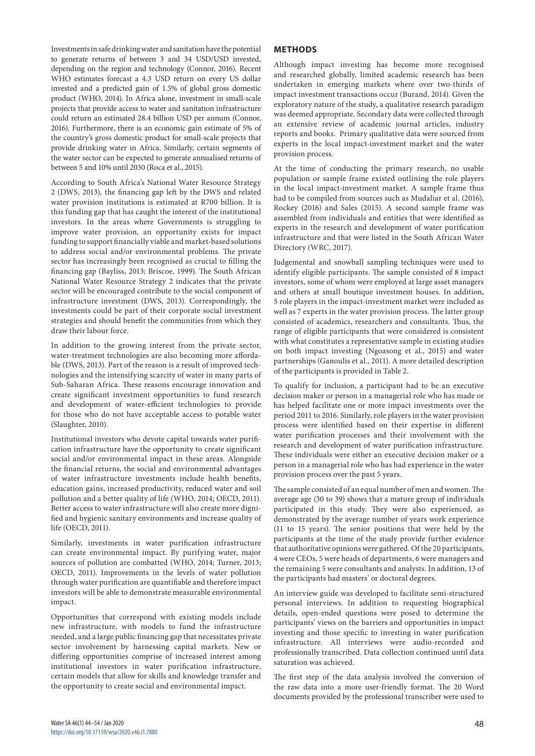Investments in safe drinking water and sanitation have the potential to generate returns of between 3 and 34 USD/USD invested, depending on the region and technology (Connor, 2016). Recent WHO estimates forecast a 4.3 USD return on every US dollar invested and a predicted gain of 1.5% of global gross domestic product (WHO, 2014). In Africa alone, investment in small-scale projects that provide access to water and sanitation infrastructure could return an estimated 28.4 billion USD per annum (Connor, 2016). Furthermore, there is an economic gain estimate of 5% of the country's gross domestic product for small-scale projects that provide drinking water in Africa. Similarly, certain segments of the water sector can be expected to generate annualised returns of between 5 and 10% until 2030 (Roca et al., 2015).

According to South Africa's National Water Resource Strategy 2 (DWS, 2013), the financing gap left by the DWS and related water provision institutions is estimated at R700 billion. It is this funding gap that has caught the interest of the institutional investors. In the areas where Governments is struggling to improve water provision, an opportunity exists for impact funding to support financially viable and market-based solutions to address social and/or environmental problems. The private sector has increasingly been recognised as crucial to filling the financing gap (Bayliss, 2013; Briscoe, 1999). The South African National Water Resource Strategy 2 indicates that the private sector will be encouraged contribute to the social component of infrastructure investment (DWS, 2013). Correspondingly, the investments could be part of their corporate social investment strategies and should benefit the communities from which they draw their labour force.

In addition to the growing interest from the private sector, water-treatment technologies are also becoming more affordable (DWS, 2013). Part of the reason is a result of improved technologies and the intensifying scarcity of water in many parts of Sub-Saharan Africa. These reasons encourage innovation and create significant investment opportunities to fund research and development of water-efficient technologies to provide for those who do not have acceptable access to potable water (Slaughter, 2010).

Institutional investors who devote capital towards water purification infrastructure have the opportunity to create significant social and/or environmental impact in these areas. Alongside the financial returns, the social and environmental advantages of water infrastructure investments include health benefits, education gains, increased productivity, reduced water and soil pollution and a better quality of life (WHO, 2014; OECD, 2011). Better access to water infrastructure will also create more dignified and hygienic sanitary environments and increase quality of life (OECD, 2011).

Similarly, investments in water purification infrastructure can create environmental impact. By purifying water, major sources of pollution are combatted (WHO, 2014; Turner, 2013; OECD, 2011). Improvements in the levels of water pollution through water purification are quantifiable and therefore impact investors will be able to demonstrate measurable environmental impact.

Opportunities that correspond with existing models include new infrastructure, with models to fund the infrastructure needed, and a large public financing gap that necessitates private sector involvement by harnessing capital markets. New or differing opportunities comprise of increased interest among institutional investors in water purification infrastructure, certain models that allow for skills and knowledge transfer and the opportunity to create social and environmental impact.

## METHODS

Although impact investing has become more recognised and researched globally, limited academic research has been undertaken in emerging markets where over two-thirds of impact investment transactions occur (Burand, 2014). Given the exploratory nature of the study, a qualitative research paradigm was deemed appropriate. Secondary data were collected through an extensive review of academic journal articles, industry reports and books. Primary qualitative data were sourced from experts in the local impact-investment market and the water provision process.

At the time of conducting the primary research, no usable population or sample frame existed outlining the role players in the local impact-investment market. A sample frame thus had to be compiled from sources such as Mudaliar et al. (2016), Rockey (2016) and Sales (2015). A second sample frame was assembled from individuals and entities that were identified as experts in the research and development of water purification infrastructure and that were listed in the South African Water Directory (WRC, 2017).

Judgemental and snowball sampling techniques were used to identify eligible participants. The sample consisted of 8 impact investors, some of whom were employed at large asset managers and others at small boutique investment houses. In addition, 5 role players in the impact-investment market were included as well as 7 experts in the water provision process. The latter group consisted of academics, researchers and consultants. Thus, the range of eligible participants that were considered is consistent with what constitutes a representative sample in existing studies on both impact investing (Ngoasong et al., 2015) and water partnerships (Ganoulis et al., 2011). A more detailed description of the participants is provided in Table 2.

To qualify for inclusion, a participant had to be an executive decision maker or person in a managerial role who has made or has helped facilitate one or more impact investments over the period 2011 to 2016. Similarly, role players in the water provision process were identified based on their expertise in different water purification processes and their involvement with the research and development of water purification infrastructure. These individuals were either an executive decision maker or a person in a managerial role who has had experience in the water provision process over the past 5 years.

The sample consisted of an equal number of men and women. The average age (30 to 39) shows that a mature group of individuals participated in this study. They were also experienced, as demonstrated by the average number of years work experience (11 to 15 years). The senior positions that were held by the participants at the time of the study provide further evidence that authoritative opinions were gathered. Of the 20 participants, 4 were CEOs, 5 were heads of departments, 6 were managers and the remaining 5 were consultants and analysts. In addition, 13 of the participants had masters' or doctoral degrees.

An interview guide was developed to facilitate semi-structured personal interviews. In addition to requesting biographical details, open-ended questions were posed to determine the participants' views on the barriers and opportunities in impact investing and those specific to investing in water purification infrastructure. All interviews were audio-recorded and professionally transcribed. Data collection continued until data saturation was achieved.

The first step of the data analysis involved the conversion of the raw data into a more user-friendly format. The 20 Word documents provided by the professional transcriber were used to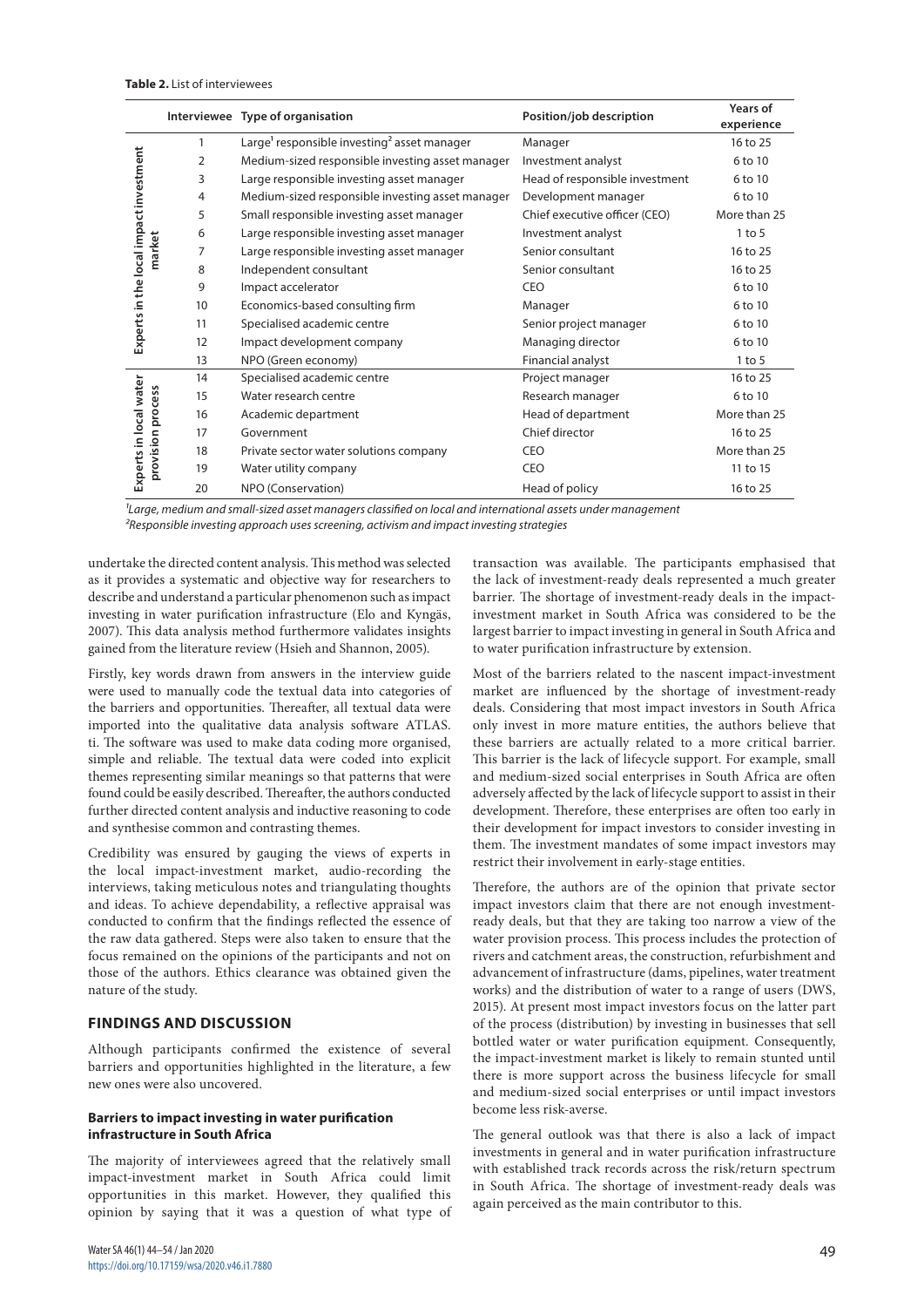**Table 2.** List of interviewees

| | Interviewee | Type of organisation | Position/job description | Years of experience |
|---|---|---|---|---|
| Experts in the local impact investment market | 1 | Large[1] responsible investing[2] asset manager | Manager | 16 to 25 |
| | 2 | Medium-sized responsible investing asset manager | Investment analyst | 6 to 10 |
| | 3 | Large responsible investing asset manager | Head of responsible investment | 6 to 10 |
| | 4 | Medium-sized responsible investing asset manager | Development manager | 6 to 10 |
| | 5 | Small responsible investing asset manager | Chief executive officer (CEO) | More than 25 |
| | 6 | Large responsible investing asset manager | Investment analyst | 1 to 5 |
| | 7 | Large responsible investing asset manager | Senior consultant | 16 to 25 |
| | 8 | Independent consultant | Senior consultant | 16 to 25 |
| | 9 | Impact accelerator | CEO | 6 to 10 |
| | 10 | Economics-based consulting firm | Manager | 6 to 10 |
| | 11 | Specialised academic centre | Senior project manager | 6 to 10 |
| | 12 | Impact development company | Managing director | 6 to 10 |
| | 13 | NPO (Green economy) | Financial analyst | 1 to 5 |
| Experts in local water provision process | 14 | Specialised academic centre | Project manager | 16 to 25 |
| | 15 | Water research centre | Research manager | 6 to 10 |
| | 16 | Academic department | Head of department | More than 25 |
| | 17 | Government | Chief director | 16 to 25 |
| | 18 | Private sector water solutions company | CEO | More than 25 |
| | 19 | Water utility company | CEO | 11 to 15 |
| | 20 | NPO (Conservation) | Head of policy | 16 to 25 |

*[1]Large, medium and small-sized asset managers classified on local and international assets under management*
*[2]Responsible investing approach uses screening, activism and impact investing strategies*

undertake the directed content analysis. This method was selected as it provides a systematic and objective way for researchers to describe and understand a particular phenomenon such as impact investing in water purification infrastructure (Elo and Kyngäs, 2007). This data analysis method furthermore validates insights gained from the literature review (Hsieh and Shannon, 2005).

Firstly, key words drawn from answers in the interview guide were used to manually code the textual data into categories of the barriers and opportunities. Thereafter, all textual data were imported into the qualitative data analysis software ATLAS. ti. The software was used to make data coding more organised, simple and reliable. The textual data were coded into explicit themes representing similar meanings so that patterns that were found could be easily described. Thereafter, the authors conducted further directed content analysis and inductive reasoning to code and synthesise common and contrasting themes.

Credibility was ensured by gauging the views of experts in the local impact-investment market, audio-recording the interviews, taking meticulous notes and triangulating thoughts and ideas. To achieve dependability, a reflective appraisal was conducted to confirm that the findings reflected the essence of the raw data gathered. Steps were also taken to ensure that the focus remained on the opinions of the participants and not on those of the authors. Ethics clearance was obtained given the nature of the study.

## FINDINGS AND DISCUSSION

Although participants confirmed the existence of several barriers and opportunities highlighted in the literature, a few new ones were also uncovered.

### Barriers to impact investing in water purification infrastructure in South Africa

The majority of interviewees agreed that the relatively small impact-investment market in South Africa could limit opportunities in this market. However, they qualified this opinion by saying that it was a question of what type of transaction was available. The participants emphasised that the lack of investment-ready deals represented a much greater barrier. The shortage of investment-ready deals in the impact-investment market in South Africa was considered to be the largest barrier to impact investing in general in South Africa and to water purification infrastructure by extension.

Most of the barriers related to the nascent impact-investment market are influenced by the shortage of investment-ready deals. Considering that most impact investors in South Africa only invest in more mature entities, the authors believe that these barriers are actually related to a more critical barrier. This barrier is the lack of lifecycle support. For example, small and medium-sized social enterprises in South Africa are often adversely affected by the lack of lifecycle support to assist in their development. Therefore, these enterprises are often too early in their development for impact investors to consider investing in them. The investment mandates of some impact investors may restrict their involvement in early-stage entities.

Therefore, the authors are of the opinion that private sector impact investors claim that there are not enough investment-ready deals, but that they are taking too narrow a view of the water provision process. This process includes the protection of rivers and catchment areas, the construction, refurbishment and advancement of infrastructure (dams, pipelines, water treatment works) and the distribution of water to a range of users (DWS, 2015). At present most impact investors focus on the latter part of the process (distribution) by investing in businesses that sell bottled water or water purification equipment. Consequently, the impact-investment market is likely to remain stunted until there is more support across the business lifecycle for small and medium-sized social enterprises or until impact investors become less risk-averse.

The general outlook was that there is also a lack of impact investments in general and in water purification infrastructure with established track records across the risk/return spectrum in South Africa. The shortage of investment-ready deals was again perceived as the main contributor to this.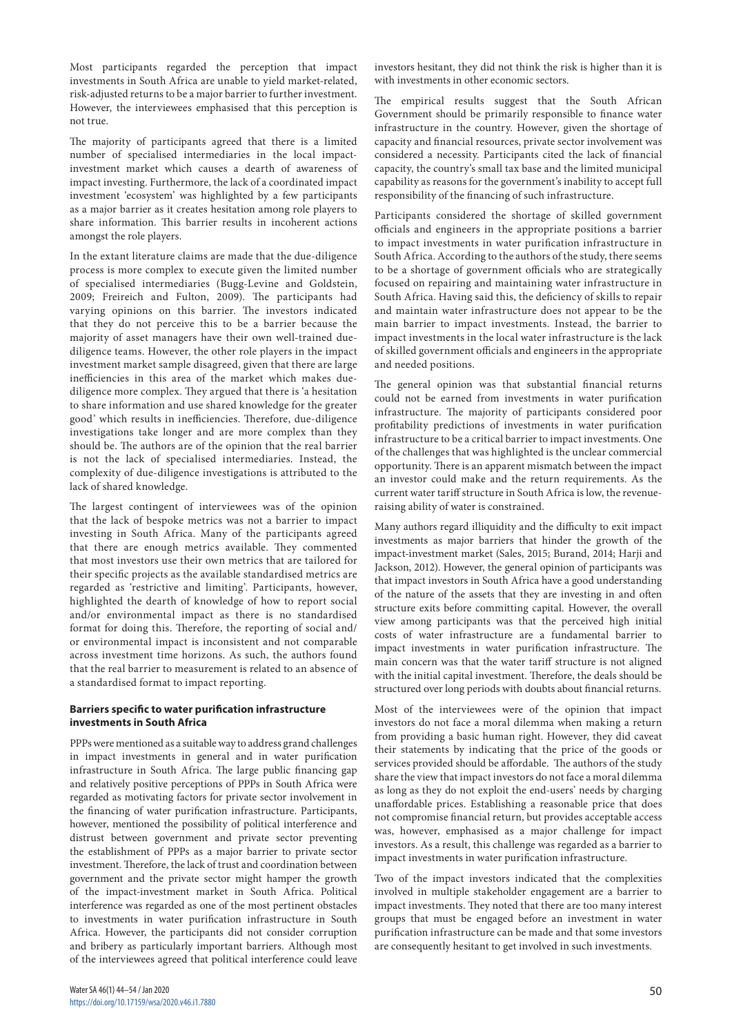Most participants regarded the perception that impact investments in South Africa are unable to yield market-related, risk-adjusted returns to be a major barrier to further investment. However, the interviewees emphasised that this perception is not true.

The majority of participants agreed that there is a limited number of specialised intermediaries in the local impact-investment market which causes a dearth of awareness of impact investing. Furthermore, the lack of a coordinated impact investment 'ecosystem' was highlighted by a few participants as a major barrier as it creates hesitation among role players to share information. This barrier results in incoherent actions amongst the role players.

In the extant literature claims are made that the due-diligence process is more complex to execute given the limited number of specialised intermediaries (Bugg-Levine and Goldstein, 2009; Freireich and Fulton, 2009). The participants had varying opinions on this barrier. The investors indicated that they do not perceive this to be a barrier because the majority of asset managers have their own well-trained due-diligence teams. However, the other role players in the impact investment market sample disagreed, given that there are large inefficiencies in this area of the market which makes due-diligence more complex. They argued that there is 'a hesitation to share information and use shared knowledge for the greater good' which results in inefficiencies. Therefore, due-diligence investigations take longer and are more complex than they should be. The authors are of the opinion that the real barrier is not the lack of specialised intermediaries. Instead, the complexity of due-diligence investigations is attributed to the lack of shared knowledge.

The largest contingent of interviewees was of the opinion that the lack of bespoke metrics was not a barrier to impact investing in South Africa. Many of the participants agreed that there are enough metrics available. They commented that most investors use their own metrics that are tailored for their specific projects as the available standardised metrics are regarded as 'restrictive and limiting'. Participants, however, highlighted the dearth of knowledge of how to report social and/or environmental impact as there is no standardised format for doing this. Therefore, the reporting of social and/or environmental impact is inconsistent and not comparable across investment time horizons. As such, the authors found that the real barrier to measurement is related to an absence of a standardised format to impact reporting.

### Barriers specific to water purification infrastructure investments in South Africa

PPPs were mentioned as a suitable way to address grand challenges in impact investments in general and in water purification infrastructure in South Africa. The large public financing gap and relatively positive perceptions of PPPs in South Africa were regarded as motivating factors for private sector involvement in the financing of water purification infrastructure. Participants, however, mentioned the possibility of political interference and distrust between government and private sector preventing the establishment of PPPs as a major barrier to private sector investment. Therefore, the lack of trust and coordination between government and the private sector might hamper the growth of the impact-investment market in South Africa. Political interference was regarded as one of the most pertinent obstacles to investments in water purification infrastructure in South Africa. However, the participants did not consider corruption and bribery as particularly important barriers. Although most of the interviewees agreed that political interference could leave investors hesitant, they did not think the risk is higher than it is with investments in other economic sectors.

The empirical results suggest that the South African Government should be primarily responsible to finance water infrastructure in the country. However, given the shortage of capacity and financial resources, private sector involvement was considered a necessity. Participants cited the lack of financial capacity, the country's small tax base and the limited municipal capability as reasons for the government's inability to accept full responsibility of the financing of such infrastructure.

Participants considered the shortage of skilled government officials and engineers in the appropriate positions a barrier to impact investments in water purification infrastructure in South Africa. According to the authors of the study, there seems to be a shortage of government officials who are strategically focused on repairing and maintaining water infrastructure in South Africa. Having said this, the deficiency of skills to repair and maintain water infrastructure does not appear to be the main barrier to impact investments. Instead, the barrier to impact investments in the local water infrastructure is the lack of skilled government officials and engineers in the appropriate and needed positions.

The general opinion was that substantial financial returns could not be earned from investments in water purification infrastructure. The majority of participants considered poor profitability predictions of investments in water purification infrastructure to be a critical barrier to impact investments. One of the challenges that was highlighted is the unclear commercial opportunity. There is an apparent mismatch between the impact an investor could make and the return requirements. As the current water tariff structure in South Africa is low, the revenue-raising ability of water is constrained.

Many authors regard illiquidity and the difficulty to exit impact investments as major barriers that hinder the growth of the impact-investment market (Sales, 2015; Burand, 2014; Harji and Jackson, 2012). However, the general opinion of participants was that impact investors in South Africa have a good understanding of the nature of the assets that they are investing in and often structure exits before committing capital. However, the overall view among participants was that the perceived high initial costs of water infrastructure are a fundamental barrier to impact investments in water purification infrastructure. The main concern was that the water tariff structure is not aligned with the initial capital investment. Therefore, the deals should be structured over long periods with doubts about financial returns.

Most of the interviewees were of the opinion that impact investors do not face a moral dilemma when making a return from providing a basic human right. However, they did caveat their statements by indicating that the price of the goods or services provided should be affordable. The authors of the study share the view that impact investors do not face a moral dilemma as long as they do not exploit the end-users' needs by charging unaffordable prices. Establishing a reasonable price that does not compromise financial return, but provides acceptable access was, however, emphasised as a major challenge for impact investors. As a result, this challenge was regarded as a barrier to impact investments in water purification infrastructure.

Two of the impact investors indicated that the complexities involved in multiple stakeholder engagement are a barrier to impact investments. They noted that there are too many interest groups that must be engaged before an investment in water purification infrastructure can be made and that some investors are consequently hesitant to get involved in such investments.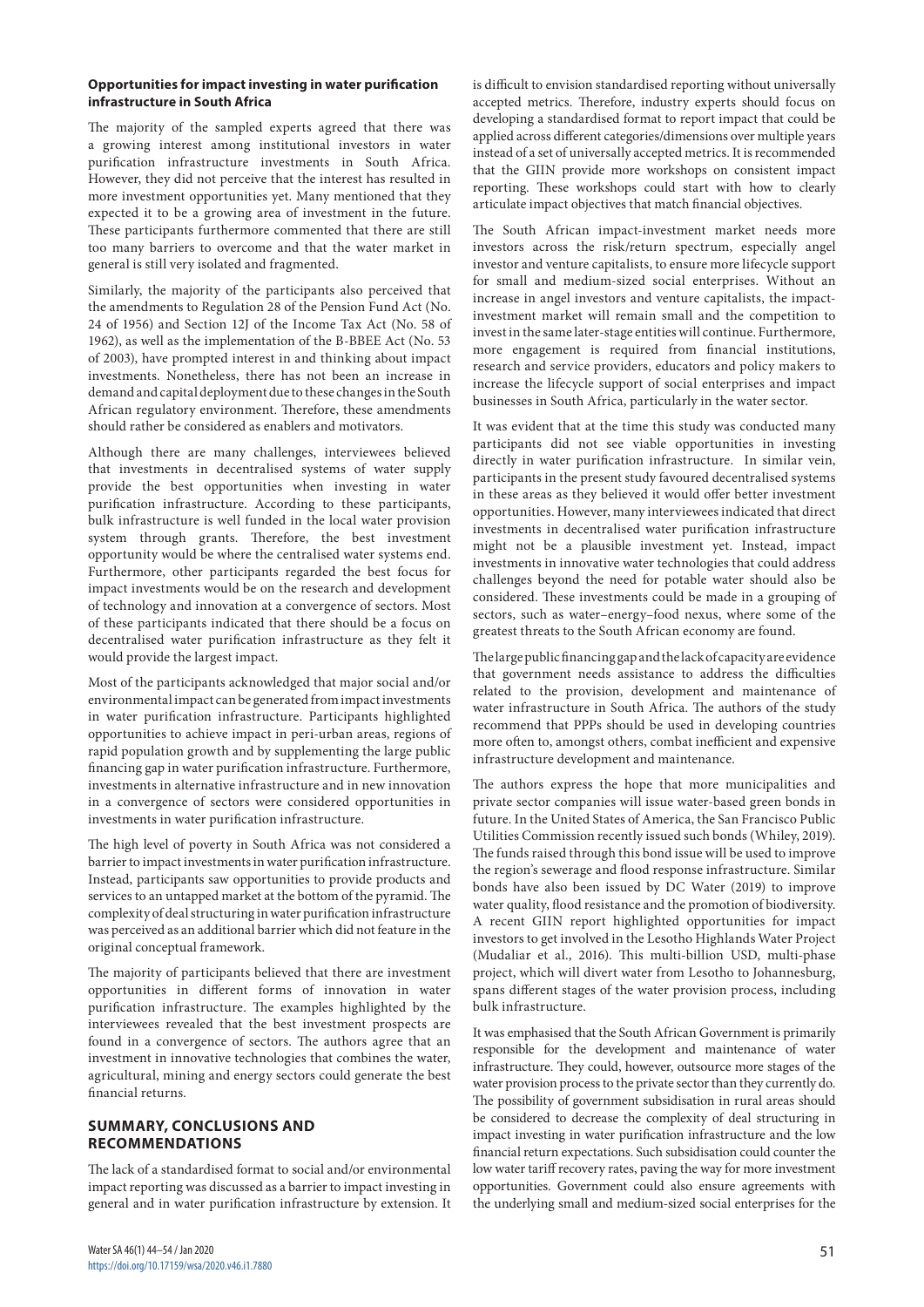### Opportunities for impact investing in water purification infrastructure in South Africa

The majority of the sampled experts agreed that there was a growing interest among institutional investors in water purification infrastructure investments in South Africa. However, they did not perceive that the interest has resulted in more investment opportunities yet. Many mentioned that they expected it to be a growing area of investment in the future. These participants furthermore commented that there are still too many barriers to overcome and that the water market in general is still very isolated and fragmented.

Similarly, the majority of the participants also perceived that the amendments to Regulation 28 of the Pension Fund Act (No. 24 of 1956) and Section 12J of the Income Tax Act (No. 58 of 1962), as well as the implementation of the B-BBEE Act (No. 53 of 2003), have prompted interest in and thinking about impact investments. Nonetheless, there has not been an increase in demand and capital deployment due to these changes in the South African regulatory environment. Therefore, these amendments should rather be considered as enablers and motivators.

Although there are many challenges, interviewees believed that investments in decentralised systems of water supply provide the best opportunities when investing in water purification infrastructure. According to these participants, bulk infrastructure is well funded in the local water provision system through grants. Therefore, the best investment opportunity would be where the centralised water systems end. Furthermore, other participants regarded the best focus for impact investments would be on the research and development of technology and innovation at a convergence of sectors. Most of these participants indicated that there should be a focus on decentralised water purification infrastructure as they felt it would provide the largest impact.

Most of the participants acknowledged that major social and/or environmental impact can be generated from impact investments in water purification infrastructure. Participants highlighted opportunities to achieve impact in peri-urban areas, regions of rapid population growth and by supplementing the large public financing gap in water purification infrastructure. Furthermore, investments in alternative infrastructure and in new innovation in a convergence of sectors were considered opportunities in investments in water purification infrastructure.

The high level of poverty in South Africa was not considered a barrier to impact investments in water purification infrastructure. Instead, participants saw opportunities to provide products and services to an untapped market at the bottom of the pyramid. The complexity of deal structuring in water purification infrastructure was perceived as an additional barrier which did not feature in the original conceptual framework.

The majority of participants believed that there are investment opportunities in different forms of innovation in water purification infrastructure. The examples highlighted by the interviewees revealed that the best investment prospects are found in a convergence of sectors. The authors agree that an investment in innovative technologies that combines the water, agricultural, mining and energy sectors could generate the best financial returns.

## SUMMARY, CONCLUSIONS AND RECOMMENDATIONS

The lack of a standardised format to social and/or environmental impact reporting was discussed as a barrier to impact investing in general and in water purification infrastructure by extension. It is difficult to envision standardised reporting without universally accepted metrics. Therefore, industry experts should focus on developing a standardised format to report impact that could be applied across different categories/dimensions over multiple years instead of a set of universally accepted metrics. It is recommended that the GIIN provide more workshops on consistent impact reporting. These workshops could start with how to clearly articulate impact objectives that match financial objectives.

The South African impact-investment market needs more investors across the risk/return spectrum, especially angel investor and venture capitalists, to ensure more lifecycle support for small and medium-sized social enterprises. Without an increase in angel investors and venture capitalists, the impact-investment market will remain small and the competition to invest in the same later-stage entities will continue. Furthermore, more engagement is required from financial institutions, research and service providers, educators and policy makers to increase the lifecycle support of social enterprises and impact businesses in South Africa, particularly in the water sector.

It was evident that at the time this study was conducted many participants did not see viable opportunities in investing directly in water purification infrastructure. In similar vein, participants in the present study favoured decentralised systems in these areas as they believed it would offer better investment opportunities. However, many interviewees indicated that direct investments in decentralised water purification infrastructure might not be a plausible investment yet. Instead, impact investments in innovative water technologies that could address challenges beyond the need for potable water should also be considered. These investments could be made in a grouping of sectors, such as water–energy–food nexus, where some of the greatest threats to the South African economy are found.

The large public financing gap and the lack of capacity are evidence that government needs assistance to address the difficulties related to the provision, development and maintenance of water infrastructure in South Africa. The authors of the study recommend that PPPs should be used in developing countries more often to, amongst others, combat inefficient and expensive infrastructure development and maintenance.

The authors express the hope that more municipalities and private sector companies will issue water-based green bonds in future. In the United States of America, the San Francisco Public Utilities Commission recently issued such bonds (Whiley, 2019). The funds raised through this bond issue will be used to improve the region's sewerage and flood response infrastructure. Similar bonds have also been issued by DC Water (2019) to improve water quality, flood resistance and the promotion of biodiversity. A recent GIIN report highlighted opportunities for impact investors to get involved in the Lesotho Highlands Water Project (Mudaliar et al., 2016). This multi-billion USD, multi-phase project, which will divert water from Lesotho to Johannesburg, spans different stages of the water provision process, including bulk infrastructure.

It was emphasised that the South African Government is primarily responsible for the development and maintenance of water infrastructure. They could, however, outsource more stages of the water provision process to the private sector than they currently do. The possibility of government subsidisation in rural areas should be considered to decrease the complexity of deal structuring in impact investing in water purification infrastructure and the low financial return expectations. Such subsidisation could counter the low water tariff recovery rates, paving the way for more investment opportunities. Government could also ensure agreements with the underlying small and medium-sized social enterprises for the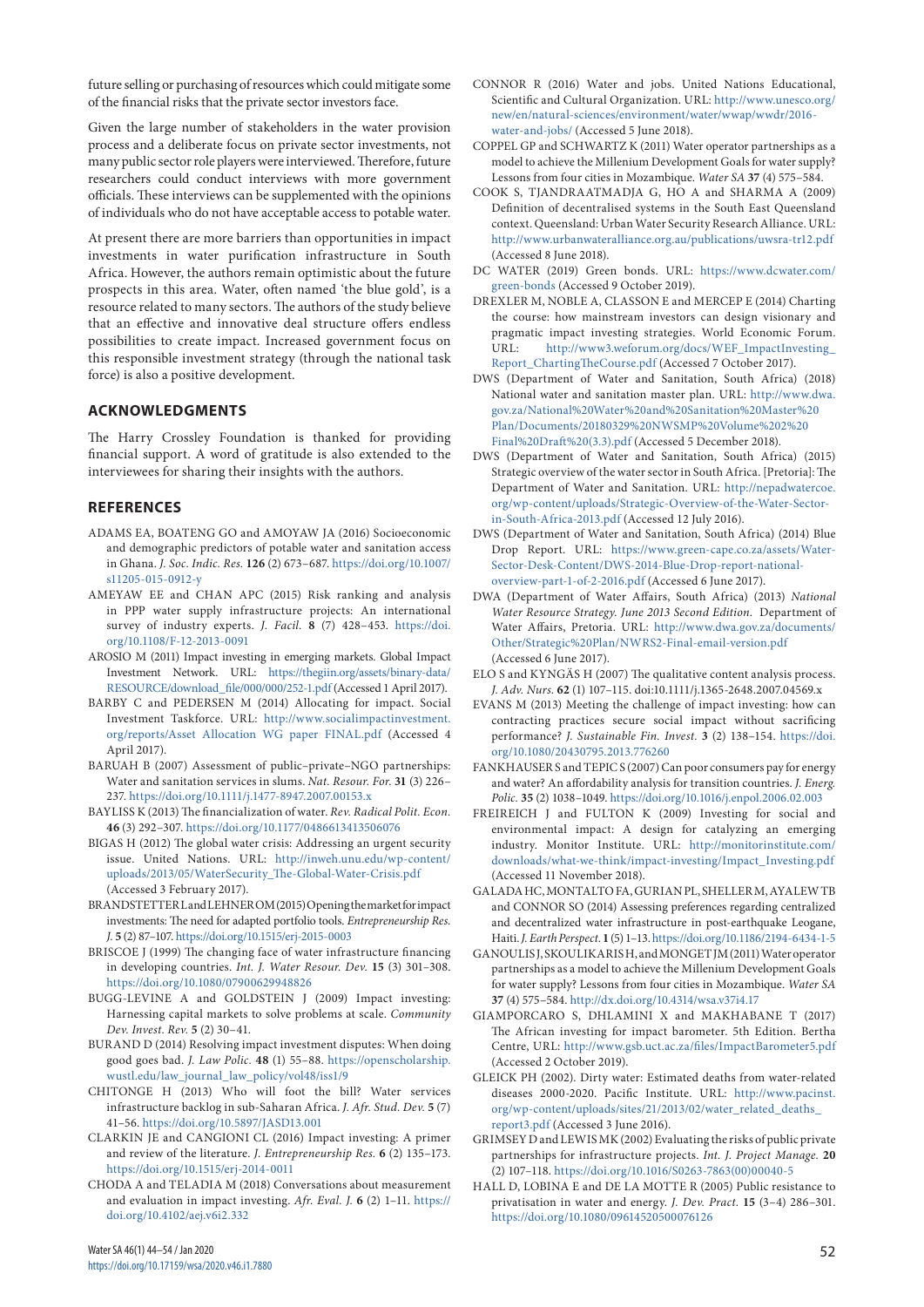future selling or purchasing of resources which could mitigate some of the financial risks that the private sector investors face.

Given the large number of stakeholders in the water provision process and a deliberate focus on private sector investments, not many public sector role players were interviewed. Therefore, future researchers could conduct interviews with more government officials. These interviews can be supplemented with the opinions of individuals who do not have acceptable access to potable water.

At present there are more barriers than opportunities in impact investments in water purification infrastructure in South Africa. However, the authors remain optimistic about the future prospects in this area. Water, often named 'the blue gold', is a resource related to many sectors. The authors of the study believe that an effective and innovative deal structure offers endless possibilities to create impact. Increased government focus on this responsible investment strategy (through the national task force) is also a positive development.

## ACKNOWLEDGMENTS

The Harry Crossley Foundation is thanked for providing financial support. A word of gratitude is also extended to the interviewees for sharing their insights with the authors.

## REFERENCES

ADAMS EA, BOATENG GO and AMOYAW JA (2016) Socioeconomic and demographic predictors of potable water and sanitation access in Ghana. *J. Soc. Indic. Res.* **126** (2) 673–687. https://doi.org/10.1007/s11205-015-0912-y

AMEYAW EE and CHAN APC (2015) Risk ranking and analysis in PPP water supply infrastructure projects: An international survey of industry experts. *J. Facil.* **8** (7) 428–453. https://doi.org/10.1108/F-12-2013-0091

AROSIO M (2011) Impact investing in emerging markets. Global Impact Investment Network. URL: https://thegiin.org/assets/binary-data/RESOURCE/download_file/000/000/252-1.pdf (Accessed 1 April 2017).

BARBY C and PEDERSEN M (2014) Allocating for impact. Social Investment Taskforce. URL: http://www.socialimpactinvestment.org/reports/Asset Allocation WG paper FINAL.pdf (Accessed 4 April 2017).

BARUAH B (2007) Assessment of public–private–NGO partnerships: Water and sanitation services in slums. *Nat. Resour. For.* **31** (3) 226–237. https://doi.org/10.1111/j.1477-8947.2007.00153.x

BAYLISS K (2013) The financialization of water. *Rev. Radical Polit. Econ.* **46** (3) 292–307. https://doi.org/10.1177/0486613413506076

BIGAS H (2012) The global water crisis: Addressing an urgent security issue. United Nations. URL: http://inweh.unu.edu/wp-content/uploads/2013/05/WaterSecurity_The-Global-Water-Crisis.pdf (Accessed 3 February 2017).

BRANDSTETTER L and LEHNER OM (2015) Opening the market for impact investments: The need for adapted portfolio tools. *Entrepreneurship Res. J.* **5** (2) 87–107. https://doi.org/10.1515/erj-2015-0003

BRISCOE J (1999) The changing face of water infrastructure financing in developing countries. *Int. J. Water Resour. Dev.* **15** (3) 301–308. https://doi.org/10.1080/07900629948826

BUGG-LEVINE A and GOLDSTEIN J (2009) Impact investing: Harnessing capital markets to solve problems at scale. *Community Dev. Invest. Rev.* **5** (2) 30–41.

BURAND D (2014) Resolving impact investment disputes: When doing good goes bad. *J. Law Polic.* **48** (1) 55–88. https://openscholarship.wustl.edu/law_journal_law_policy/vol48/iss1/9

CHITONGE H (2013) Who will foot the bill? Water services infrastructure backlog in sub-Saharan Africa. *J. Afr. Stud. Dev.* **5** (7) 41–56. https://doi.org/10.5897/JASD13.001

CLARKIN JE and CANGIONI CL (2016) Impact investing: A primer and review of the literature. *J. Entrepreneurship Res.* **6** (2) 135–173. https://doi.org/10.1515/erj-2014-0011

CHODA A and TELADIA M (2018) Conversations about measurement and evaluation in impact investing. *Afr. Eval. J.* **6** (2) 1–11. https://doi.org/10.4102/aej.v6i2.332

CONNOR R (2016) Water and jobs. United Nations Educational, Scientific and Cultural Organization. URL: http://www.unesco.org/new/en/natural-sciences/environment/water/wwap/wwdr/2016-water-and-jobs/ (Accessed 5 June 2018).

COPPEL GP and SCHWARTZ K (2011) Water operator partnerships as a model to achieve the Millenium Development Goals for water supply? Lessons from four cities in Mozambique. *Water SA* **37** (4) 575–584.

COOK S, TJANDRAATMADJA G, HO A and SHARMA A (2009) Definition of decentralised systems in the South East Queensland context. Queensland: Urban Water Security Research Alliance. URL: http://www.urbanwateralliance.org.au/publications/uwsra-tr12.pdf (Accessed 8 June 2018).

DC WATER (2019) Green bonds. URL: https://www.dcwater.com/green-bonds (Accessed 9 October 2019).

DREXLER M, NOBLE A, CLASSON E and MERCEP E (2014) Charting the course: how mainstream investors can design visionary and pragmatic impact investing strategies. World Economic Forum. URL: http://www3.weforum.org/docs/WEF_ImpactInvesting_Report_ChartingTheCourse.pdf (Accessed 7 October 2017).

DWS (Department of Water and Sanitation, South Africa) (2018) National water and sanitation master plan. URL: http://www.dwa.gov.za/National%20Water%20and%20Sanitation%20Master%20Plan/Documents/20180329%20NWSMP%20Volume%202%20Final%20Draft%20(3.3).pdf (Accessed 5 December 2018).

DWS (Department of Water and Sanitation, South Africa) (2015) Strategic overview of the water sector in South Africa. [Pretoria]: The Department of Water and Sanitation. URL: http://nepadwatercoe.org/wp-content/uploads/Strategic-Overview-of-the-Water-Sector-in-South-Africa-2013.pdf (Accessed 12 July 2016).

DWS (Department of Water and Sanitation, South Africa) (2014) Blue Drop Report. URL: https://www.green-cape.co.za/assets/Water-Sector-Desk-Content/DWS-2014-Blue-Drop-report-national-overview-part-1-of-2-2016.pdf (Accessed 6 June 2017).

DWA (Department of Water Affairs, South Africa) (2013) *National Water Resource Strategy. June 2013 Second Edition.* Department of Water Affairs, Pretoria. URL: http://www.dwa.gov.za/documents/Other/Strategic%20Plan/NWRS2-Final-email-version.pdf (Accessed 6 June 2017).

ELO S and KYNGÄS H (2007) The qualitative content analysis process. *J. Adv. Nurs.* **62** (1) 107–115. doi:10.1111/j.1365-2648.2007.04569.x

EVANS M (2013) Meeting the challenge of impact investing: how can contracting practices secure social impact without sacrificing performance? *J. Sustainable Fin. Invest.* **3** (2) 138–154. https://doi.org/10.1080/20430795.2013.776260

FANKHAUSER S and TEPIC S (2007) Can poor consumers pay for energy and water? An affordability analysis for transition countries. *J. Energ. Polic.* **35** (2) 1038–1049. https://doi.org/10.1016/j.enpol.2006.02.003

FREIREICH J and FULTON K (2009) Investing for social and environmental impact: A design for catalyzing an emerging industry. Monitor Institute. URL: http://monitorinstitute.com/downloads/what-we-think/impact-investing/Impact_Investing.pdf (Accessed 11 November 2018).

GALADA HC, MONTALTO FA, GURIAN PL, SHELLER M, AYALEW TB and CONNOR SO (2014) Assessing preferences regarding centralized and decentralized water infrastructure in post-earthquake Leogane, Haiti. *J. Earth Perspect.* **1** (5) 1–13. https://doi.org/10.1186/2194-6434-1-5

GANOULIS J, SKOULIKARIS H, and MONGET JM (2011) Water operator partnerships as a model to achieve the Millenium Development Goals for water supply? Lessons from four cities in Mozambique. *Water SA* **37** (4) 575–584. http://dx.doi.org/10.4314/wsa.v37i4.17

GIAMPORCARO S, DHLAMINI X and MAKHABANE T (2017) The African investing for impact barometer. 5th Edition. Bertha Centre, URL: http://www.gsb.uct.ac.za/files/ImpactBarometer5.pdf (Accessed 2 October 2019).

GLEICK PH (2002). Dirty water: Estimated deaths from water-related diseases 2000-2020. Pacific Institute. URL: http://www.pacinst.org/wp-content/uploads/sites/21/2013/02/water_related_deaths_report3.pdf (Accessed 3 June 2016).

GRIMSEY D and LEWIS MK (2002) Evaluating the risks of public private partnerships for infrastructure projects. *Int. J. Project Manage.* **20** (2) 107–118. https://doi.org/10.1016/S0263-7863(00)00040-5

HALL D, LOBINA E and DE LA MOTTE R (2005) Public resistance to privatisation in water and energy. *J. Dev. Pract.* **15** (3–4) 286–301. https://doi.org/10.1080/09614520500076126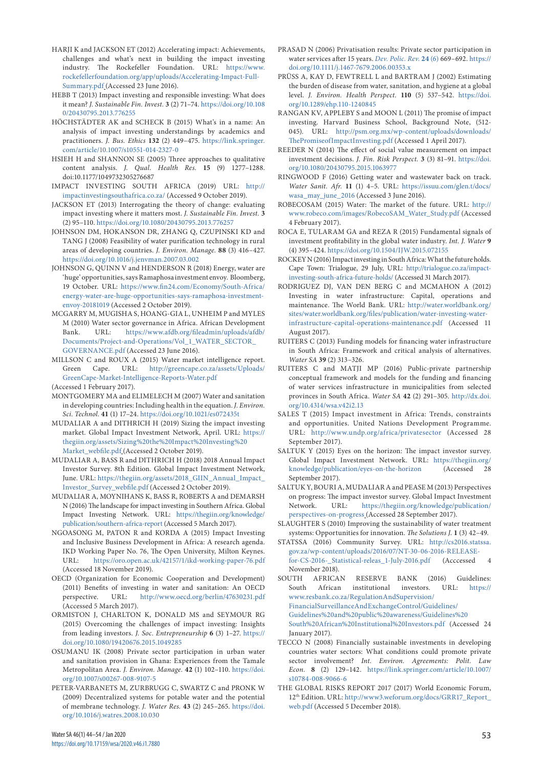HARJI K and JACKSON ET (2012) Accelerating impact: Achievements, challenges and what's next in building the impact investing industry. The Rockefeller Foundation. URL: https://www.rockefellerfoundation.org/app/uploads/Accelerating-Impact-Full-Summary.pdf (Accessed 23 June 2016).

HEBB T (2013) Impact investing and responsible investing: What does it mean? *J. Sustainable Fin. Invest.* **3** (2) 71–74. https://doi.org/10.1080/20430795.2013.776255

HÖCHSTÄDTER AK and SCHECK B (2015) What's in a name: An analysis of impact investing understandings by academics and practitioners. *J. Bus. Ethics* **132** (2) 449–475. https://link.springer.com/article/10.1007/s10551-014-2327-0

HSIEH H and SHANNON SE (2005) Three approaches to qualitative content analysis. *J. Qual. Health Res.* **15** (9) 1277–1288. doi:10.1177/1049732305276687

IMPACT INVESTING SOUTH AFRICA (2019) URL: http://impactinvestingsouthafrica.co.za/ (Accessed 9 October 2019).

JACKSON ET (2013) Interrogating the theory of change: evaluating impact investing where it matters most. *J. Sustainable Fin. Invest.* **3** (2) 95–110. https://doi.org/10.1080/20430795.2013.776257

JOHNSON DM, HOKANSON DR, ZHANG Q, CZUPINSKI KD and TANG J (2008) Feasibility of water purification technology in rural areas of developing countries. *J. Environ. Manage.* **88** (3) 416–427. https://doi.org/10.1016/j.jenvman.2007.03.002

JOHNSON G, QUINN V and HENDERSON R (2018) Energy, water are 'huge' opportunities, says Ramaphosa investment envoy. Bloomberg, 19 October. URL: https://www.fin24.com/Economy/South-Africa/energy-water-are-huge-opportunities-says-ramaphosa-investment-envoy-20181019 (Accessed 2 October 2019).

MCGARRY M, MUGISHA S, HOANG-GIA L, UNHEIM P and MYLES M (2010) Water sector governance in Africa. African Development Bank. URL: https://www.afdb.org/fileadmin/uploads/afdb/Documents/Project-and-Operations/Vol_1_WATER_SECTOR_GOVERNANCE.pdf (Accessed 23 June 2016).

MILLSON C and ROUX A (2015) Water market intelligence report. Green Cape. URL: http://greencape.co.za/assets/Uploads/GreenCape-Market-Intelligence-Reports-Water.pdf (Accessed 1 February 2017).

MONTGOMERY MA and ELIMELECH M (2007) Water and sanitation in developing countries: Including health in the equation. *J. Environ. Sci. Technol.* **41** (1) 17–24. https://doi.org/10.1021/es072435t

MUDALIAR A and DITHRICH H (2019) Sizing the impact investing market. Global Impact Investment Network, April. URL: https://thegiin.org/assets/Sizing%20the%20Impact%20Investing%20Market_webfile.pdf (Accessed 2 October 2019).

MUDALIAR A, BASS R and DITHRICH H (2018) 2018 Annual Impact Investor Survey. 8th Edition. Global Impact Investment Network, June. URL: https://thegiin.org/assets/2018_GIIN_Annual_Impact_Investor_Survey_webfile.pdf (Accessed 2 October 2019).

MUDALIAR A, MOYNIHANS K, BASS R, ROBERTS A and DEMARSH N (2016) The landscape for impact investing in Southern Africa. Global Impact Investing Network. URL: https://thegiin.org/knowledge/publication/southern-africa-report (Accessed 5 March 2017).

NGOASONG M, PATON R and KORDA A (2015) Impact Investing and Inclusive Business Development in Africa: A research agenda. IKD Working Paper No. 76, The Open University, Milton Keynes. URL: https://oro.open.ac.uk/42157/1/ikd-working-paper-76.pdf (Accessed 18 November 2019).

OECD (Organization for Economic Cooperation and Development) (2011) Benefits of investing in water and sanitation: An OECD perspective. URL: http://www.oecd.org/berlin/47630231.pdf (Accessed 5 March 2017).

ORMISTON J, CHARLTON K, DONALD MS and SEYMOUR RG (2015) Overcoming the challenges of impact investing: Insights from leading investors. *J. Soc. Entrepreneurship* **6** (3) 1–27. https://doi.org/10.1080/19420676.2015.1049285

OSUMANU IK (2008) Private sector participation in urban water and sanitation provision in Ghana: Experiences from the Tamale Metropolitan Area. *J. Environ. Manage.* **42** (1) 102–110. https://doi.org/10.1007/s00267-008-9107-5

PETER-VARBANETS M, ZURBRUGG C, SWARTZ C and PRONK W (2009) Decentralized systems for potable water and the potential of membrane technology. *J. Water Res.* **43** (2) 245–265. https://doi.org/10.1016/j.watres.2008.10.030

PRASAD N (2006) Privatisation results: Private sector participation in water services after 15 years. *Dev. Polic. Rev.* **24** (6) 669–692. https://doi.org/10.1111/j.1467-7679.2006.00353.x

PRÜSS A, KAY D, FEWTRELL L and BARTRAM J (2002) Estimating the burden of disease from water, sanitation, and hygiene at a global level. *J. Environ. Health Perspect.* **110** (5) 537–542. https://doi.org/10.1289/ehp.110-1240845

RANGAN KV, APPLEBY S and MOON L (2011) The promise of impact investing. Harvard Business School, Background Note, (512-045). URL: http://psm.org.mx/wp-content/uploads/downloads/ThePromiseofImpactInvesting.pdf (Accessed 1 April 2017).

REEDER N (2014) The effect of social value measurement on impact investment decisions. *J. Fin. Risk Perspect.* **3** (3) 81–91. https://doi.org/10.1080/20430795.2015.1063977

RINGWOOD F (2016) Getting water and wastewater back on track. *Water Sanit. Afr.* **11** (1) 4–5. URL: https://issuu.com/glen.t/docs/wasa_may_june_2016 (Accessed 3 June 2016).

ROBECOSAM (2015) Water: The market of the future. URL: http://www.robeco.com/images/RobecoSAM_Water_Study.pdf (Accessed 4 February 2017).

ROCA E, TULARAM GA and REZA R (2015) Fundamental signals of investment profitability in the global water industry. *Int. J. Water* **9** (4) 395–424. https://doi.org/10.1504/IJW.2015.072155

ROCKEY N (2016) Impact investing in South Africa: What the future holds. Cape Town: Trialogue, 29 July, URL: http://trialogue.co.za/impact-investing-south-africa-future-holds/ (Accessed 31 March 2017).

RODRIGUEZ DJ, VAN DEN BERG C and MCMAHON A (2012) Investing in water infrastructure: Capital, operations and maintenance. The World Bank. URL: http://water.worldbank.org/sites/water.worldbank.org/files/publication/water-investing-water-infrastructure-capital-operations-maintenance.pdf (Accessed 11 August 2017).

RUITERS C (2013) Funding models for financing water infrastructure in South Africa: Framework and critical analysis of alternatives. *Water SA* **39** (2) 313–326.

RUITERS C and MATJI MP (2016) Public-private partnership conceptual framework and models for the funding and financing of water services infrastructure in municipalities from selected provinces in South Africa. *Water SA* **42** (2) 291–305. http://dx.doi.org/10.4314/wsa.v42i2.13

SALES T (2015) Impact investment in Africa: Trends, constraints and opportunities. United Nations Development Programme. URL: http://www.undp.org/africa/privatesector (Accessed 28 September 2017).

SALTUK Y (2015) Eyes on the horizon: The impact investor survey. Global Impact Investment Network. URL: https://thegiin.org/knowledge/publication/eyes-on-the-horizon (Accessed 28 September 2017).

SALTUK Y, BOURI A, MUDALIAR A and PEASE M (2013) Perspectives on progress: The impact investor survey. Global Impact Investment Network. URL: https://thegiin.org/knowledge/publication/perspectives-on-progress (Accessed 28 September 2017).

SLAUGHTER S (2010) Improving the sustainability of water treatment systems: Opportunities for innovation. *The Solutions J.* **1** (3) 42–49.

STATSSA (2016) Community Survey. URL: http://cs2016.statssa.gov.za/wp-content/uploads/2016/07/NT-30-06-2016-RELEASE-for-CS-2016-_Statistical-releas_1-July-2016.pdf (Acccessed 4 November 2018).

SOUTH AFRICAN RESERVE BANK (2016) Guidelines: South African institutional investors. URL: https://www.resbank.co.za/RegulationAndSupervision/FinancialSurveillanceAndExchangeControl/Guidelines/Guidelines%20and%20public%20awareness/Guidelines%20South%20African%20Institutional%20Investors.pdf (Accessed 24 January 2017).

TECCO N (2008) Financially sustainable investments in developing countries water sectors: What conditions could promote private sector involvement? *Int. Environ. Agreements: Polit. Law Econ.* **8** (2) 129–142. https://link.springer.com/article/10.1007/s10784-008-9066-6

THE GLOBAL RISKS REPORT 2017 (2017) World Economic Forum, 12th Edition. URL: http://www3.weforum.org/docs/GRR17_Report_web.pdf (Accessed 5 December 2018).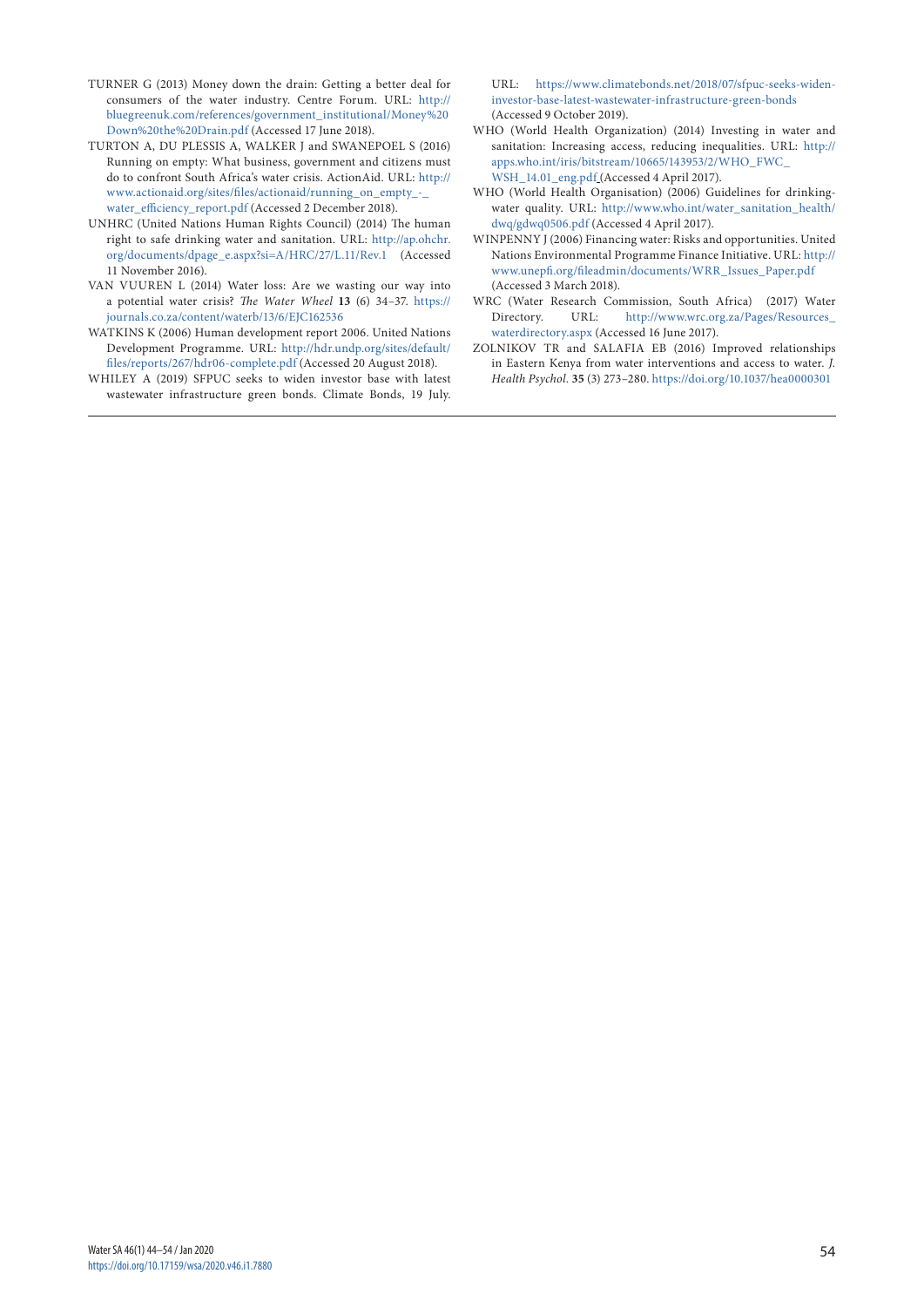TURNER G (2013) Money down the drain: Getting a better deal for consumers of the water industry. Centre Forum. URL: http://bluegreenuk.com/references/government_institutional/Money%20Down%20the%20Drain.pdf (Accessed 17 June 2018).

TURTON A, DU PLESSIS A, WALKER J and SWANEPOEL S (2016) Running on empty: What business, government and citizens must do to confront South Africa's water crisis. ActionAid. URL: http://www.actionaid.org/sites/files/actionaid/running_on_empty_-_water_efficiency_report.pdf (Accessed 2 December 2018).

UNHRC (United Nations Human Rights Council) (2014) The human right to safe drinking water and sanitation. URL: http://ap.ohchr.org/documents/dpage_e.aspx?si=A/HRC/27/L.11/Rev.1 (Accessed 11 November 2016).

VAN VUUREN L (2014) Water loss: Are we wasting our way into a potential water crisis? *The Water Wheel* **13** (6) 34–37. https://journals.co.za/content/waterb/13/6/EJC162536

WATKINS K (2006) Human development report 2006. United Nations Development Programme. URL: http://hdr.undp.org/sites/default/files/reports/267/hdr06-complete.pdf (Accessed 20 August 2018).

WHILEY A (2019) SFPUC seeks to widen investor base with latest wastewater infrastructure green bonds. Climate Bonds, 19 July. URL: https://www.climatebonds.net/2018/07/sfpuc-seeks-widen-investor-base-latest-wastewater-infrastructure-green-bonds (Accessed 9 October 2019).

WHO (World Health Organization) (2014) Investing in water and sanitation: Increasing access, reducing inequalities. URL: http://apps.who.int/iris/bitstream/10665/143953/2/WHO_FWC_WSH_14.01_eng.pdf (Accessed 4 April 2017).

WHO (World Health Organisation) (2006) Guidelines for drinking-water quality. URL: http://www.who.int/water_sanitation_health/dwq/gdwq0506.pdf (Accessed 4 April 2017).

WINPENNY J (2006) Financing water: Risks and opportunities. United Nations Environmental Programme Finance Initiative. URL: http://www.unepfi.org/fileadmin/documents/WRR_Issues_Paper.pdf (Accessed 3 March 2018).

WRC (Water Research Commission, South Africa) (2017) Water Directory. URL: http://www.wrc.org.za/Pages/Resources_waterdirectory.aspx (Accessed 16 June 2017).

ZOLNIKOV TR and SALAFIA EB (2016) Improved relationships in Eastern Kenya from water interventions and access to water. *J. Health Psychol.* **35** (3) 273–280. https://doi.org/10.1037/hea0000301